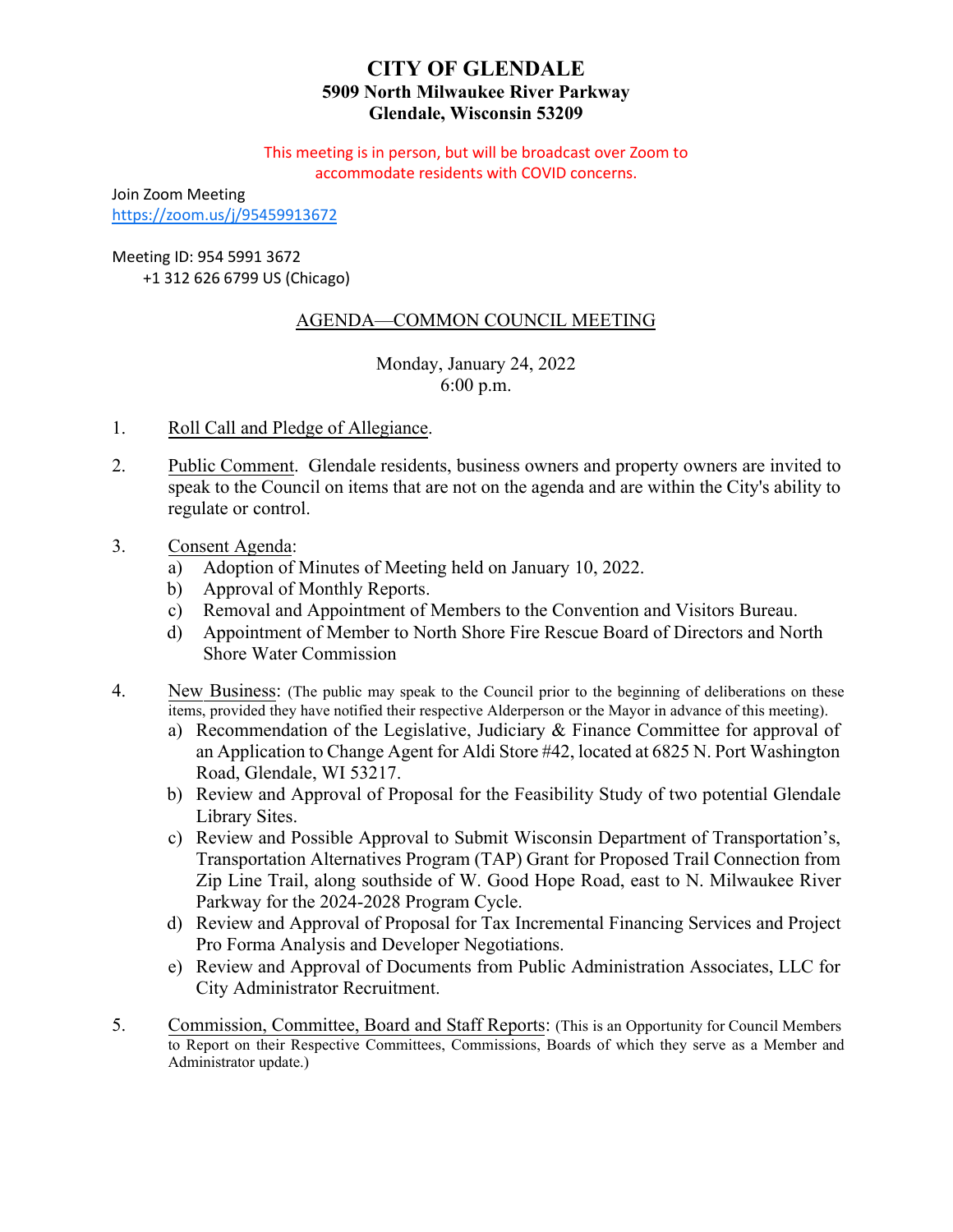# CITY OF GLENDALE

**5909 North Milwaukee River Parkway**
**Glendale, Wisconsin 53209**

This meeting is in person, but will be broadcast over Zoom to accommodate residents with COVID concerns.

Join Zoom Meeting
https://zoom.us/j/95459913672

Meeting ID: 954 5991 3672
+1 312 626 6799 US (Chicago)

## AGENDA—COMMON COUNCIL MEETING

Monday, January 24, 2022
6:00 p.m.

1. Roll Call and Pledge of Allegiance.

2. Public Comment. Glendale residents, business owners and property owners are invited to speak to the Council on items that are not on the agenda and are within the City's ability to regulate or control.

3. Consent Agenda:
   a) Adoption of Minutes of Meeting held on January 10, 2022.
   b) Approval of Monthly Reports.
   c) Removal and Appointment of Members to the Convention and Visitors Bureau.
   d) Appointment of Member to North Shore Fire Rescue Board of Directors and North Shore Water Commission

4. New Business: (The public may speak to the Council prior to the beginning of deliberations on these items, provided they have notified their respective Alderperson or the Mayor in advance of this meeting).
   a) Recommendation of the Legislative, Judiciary & Finance Committee for approval of an Application to Change Agent for Aldi Store #42, located at 6825 N. Port Washington Road, Glendale, WI 53217.
   b) Review and Approval of Proposal for the Feasibility Study of two potential Glendale Library Sites.
   c) Review and Possible Approval to Submit Wisconsin Department of Transportation's, Transportation Alternatives Program (TAP) Grant for Proposed Trail Connection from Zip Line Trail, along southside of W. Good Hope Road, east to N. Milwaukee River Parkway for the 2024-2028 Program Cycle.
   d) Review and Approval of Proposal for Tax Incremental Financing Services and Project Pro Forma Analysis and Developer Negotiations.
   e) Review and Approval of Documents from Public Administration Associates, LLC for City Administrator Recruitment.

5. Commission, Committee, Board and Staff Reports: (This is an Opportunity for Council Members to Report on their Respective Committees, Commissions, Boards of which they serve as a Member and Administrator update.)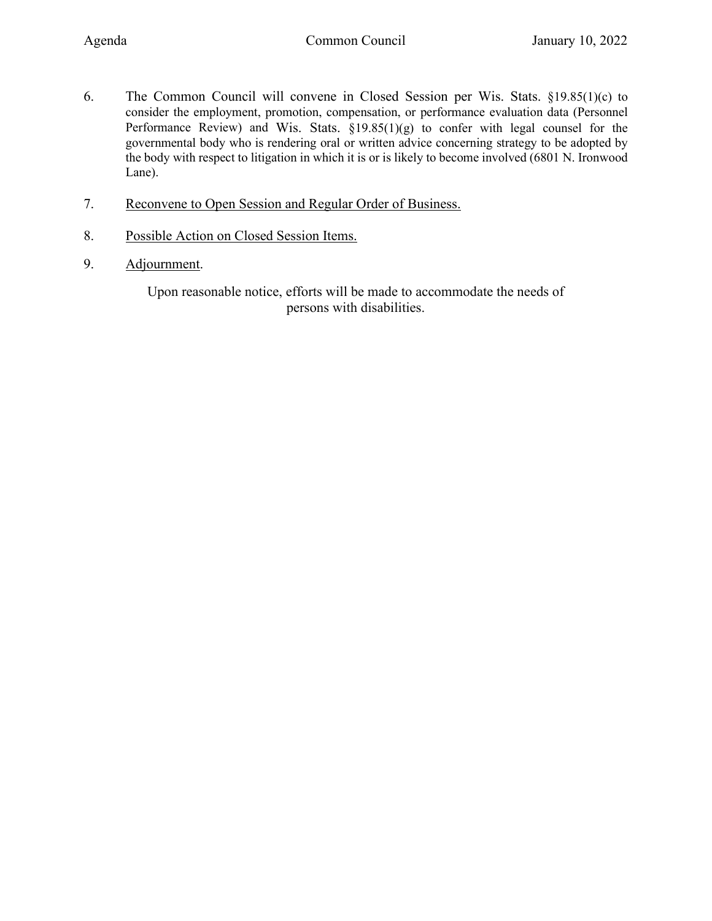6. The Common Council will convene in Closed Session per Wis. Stats. §19.85(1)(c) to consider the employment, promotion, compensation, or performance evaluation data (Personnel Performance Review) and Wis. Stats. §19.85(1)(g) to confer with legal counsel for the governmental body who is rendering oral or written advice concerning strategy to be adopted by the body with respect to litigation in which it is or is likely to become involved (6801 N. Ironwood Lane).

7. Reconvene to Open Session and Regular Order of Business.

8. Possible Action on Closed Session Items.

9. Adjournment.

Upon reasonable notice, efforts will be made to accommodate the needs of persons with disabilities.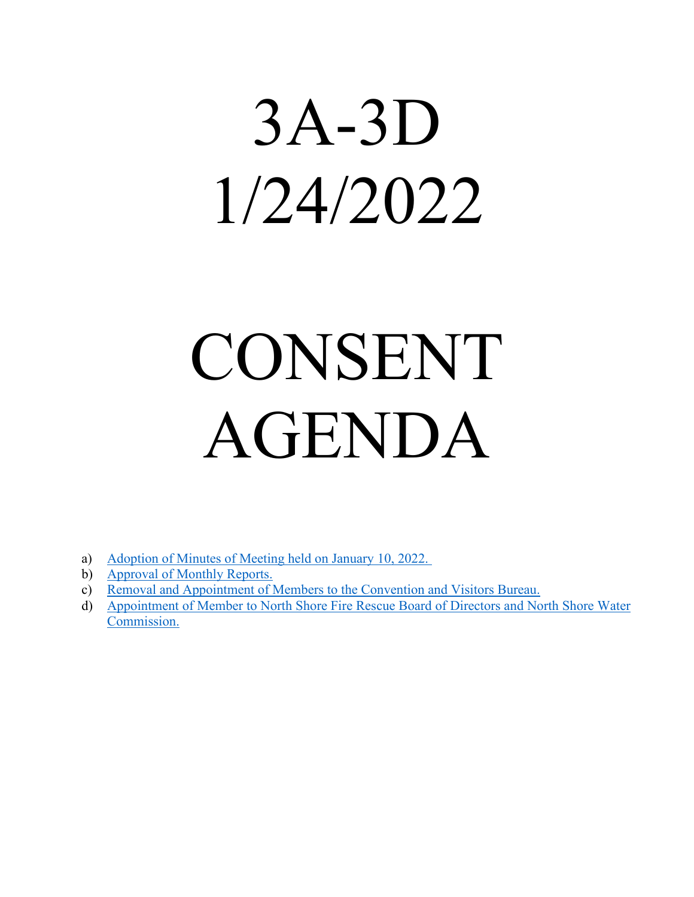# 3A-3D
# 1/24/2022

# CONSENT AGENDA

a) Adoption of Minutes of Meeting held on January 10, 2022.
b) Approval of Monthly Reports.
c) Removal and Appointment of Members to the Convention and Visitors Bureau.
d) Appointment of Member to North Shore Fire Rescue Board of Directors and North Shore Water Commission.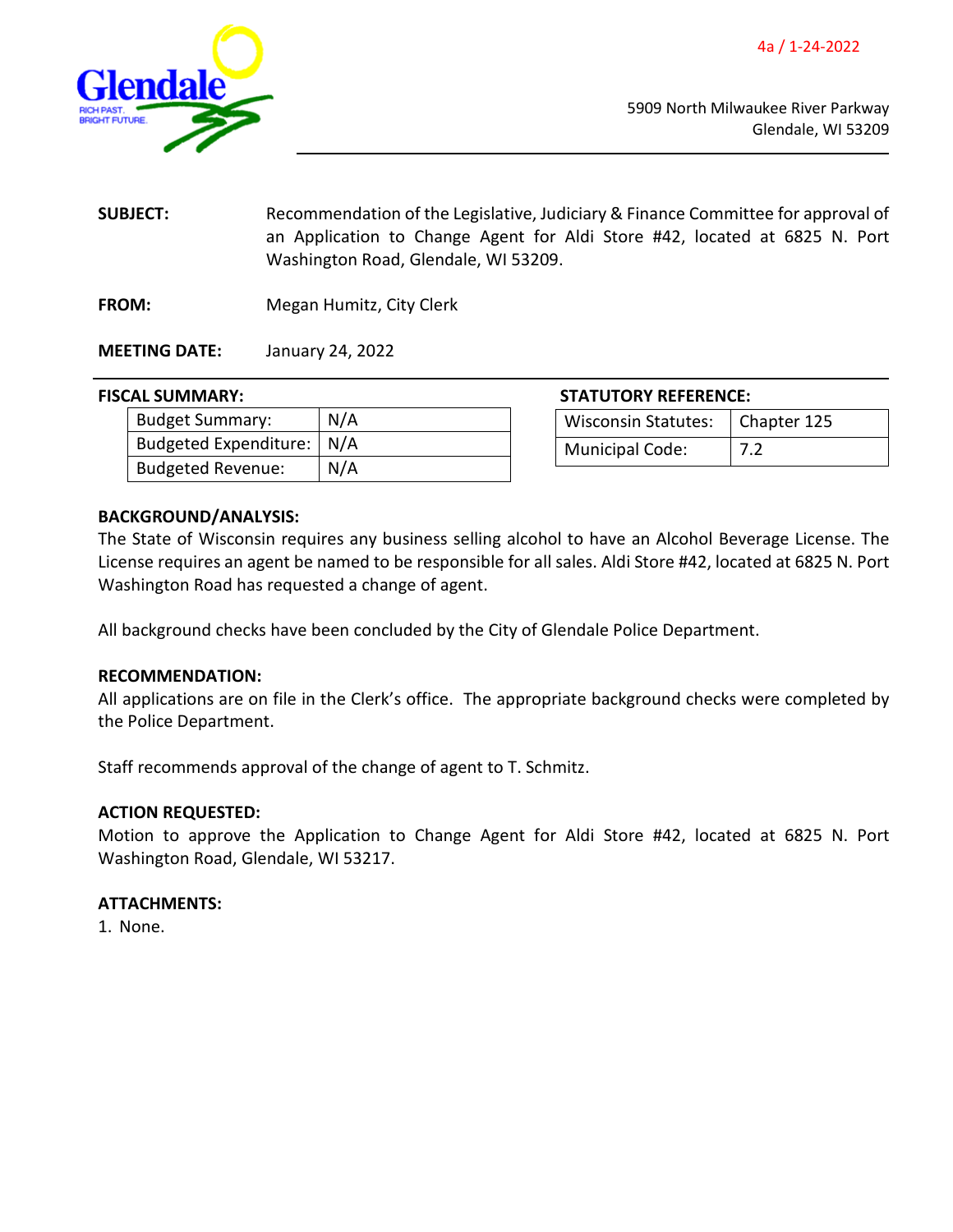4a / 1-24-2022

Glendale
RICH PAST. BRIGHT FUTURE.

5909 North Milwaukee River Parkway
Glendale, WI 53209

**SUBJECT:** Recommendation of the Legislative, Judiciary & Finance Committee for approval of an Application to Change Agent for Aldi Store #42, located at 6825 N. Port Washington Road, Glendale, WI 53209.

**FROM:** Megan Humitz, City Clerk

**MEETING DATE:** January 24, 2022

**FISCAL SUMMARY:**

| Budget Summary: | N/A |
|---|---|
| Budgeted Expenditure: | N/A |
| Budgeted Revenue: | N/A |

**STATUTORY REFERENCE:**

| Wisconsin Statutes: | Chapter 125 |
|---|---|
| Municipal Code: | 7.2 |

**BACKGROUND/ANALYSIS:**

The State of Wisconsin requires any business selling alcohol to have an Alcohol Beverage License. The License requires an agent be named to be responsible for all sales. Aldi Store #42, located at 6825 N. Port Washington Road has requested a change of agent.

All background checks have been concluded by the City of Glendale Police Department.

**RECOMMENDATION:**

All applications are on file in the Clerk's office. The appropriate background checks were completed by the Police Department.

Staff recommends approval of the change of agent to T. Schmitz.

**ACTION REQUESTED:**

Motion to approve the Application to Change Agent for Aldi Store #42, located at 6825 N. Port Washington Road, Glendale, WI 53217.

**ATTACHMENTS:**

1. None.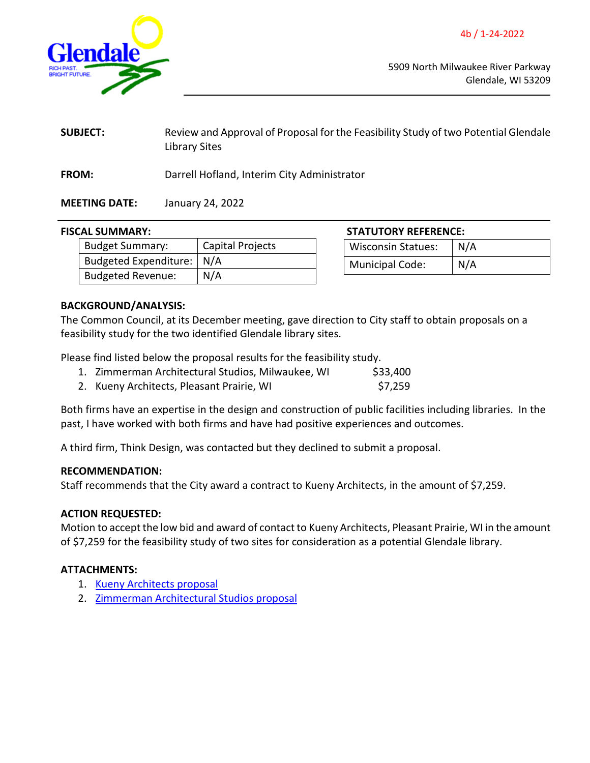4b / 1-24-2022

5909 North Milwaukee River Parkway
Glendale, WI 53209

**SUBJECT:** Review and Approval of Proposal for the Feasibility Study of two Potential Glendale Library Sites

**FROM:** Darrell Hofland, Interim City Administrator

**MEETING DATE:** January 24, 2022

**FISCAL SUMMARY:**

| | |
|---|---|
| Budget Summary: | Capital Projects |
| Budgeted Expenditure: | N/A |
| Budgeted Revenue: | N/A |

**STATUTORY REFERENCE:**

| | |
|---|---|
| Wisconsin Statues: | N/A |
| Municipal Code: | N/A |

**BACKGROUND/ANALYSIS:**
The Common Council, at its December meeting, gave direction to City staff to obtain proposals on a feasibility study for the two identified Glendale library sites.

Please find listed below the proposal results for the feasibility study.

1. Zimmerman Architectural Studios, Milwaukee, WI $33,400
2. Kueny Architects, Pleasant Prairie, WI $7,259

Both firms have an expertise in the design and construction of public facilities including libraries. In the past, I have worked with both firms and have had positive experiences and outcomes.

A third firm, Think Design, was contacted but they declined to submit a proposal.

**RECOMMENDATION:**
Staff recommends that the City award a contract to Kueny Architects, in the amount of $7,259.

**ACTION REQUESTED:**
Motion to accept the low bid and award of contact to Kueny Architects, Pleasant Prairie, WI in the amount of $7,259 for the feasibility study of two sites for consideration as a potential Glendale library.

**ATTACHMENTS:**
1. Kueny Architects proposal
2. Zimmerman Architectural Studios proposal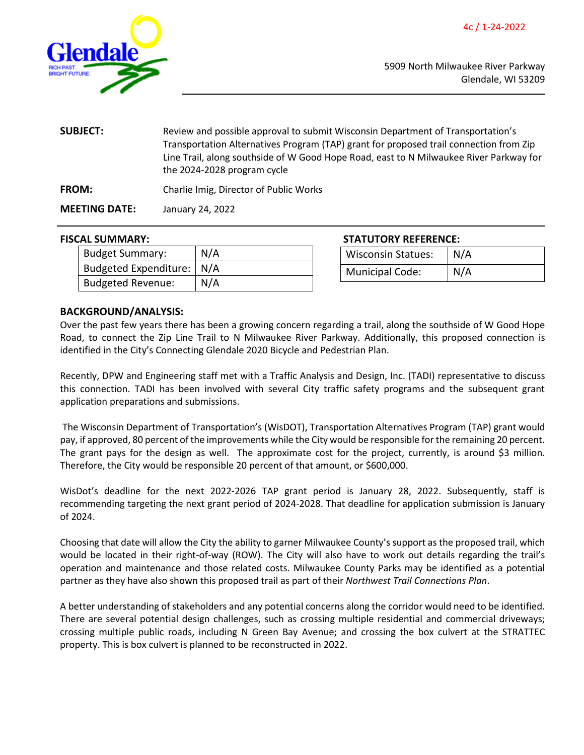4c / 1-24-2022

5909 North Milwaukee River Parkway
Glendale, WI 53209

**SUBJECT:** Review and possible approval to submit Wisconsin Department of Transportation's Transportation Alternatives Program (TAP) grant for proposed trail connection from Zip Line Trail, along southside of W Good Hope Road, east to N Milwaukee River Parkway for the 2024-2028 program cycle

**FROM:** Charlie Imig, Director of Public Works

**MEETING DATE:** January 24, 2022

**FISCAL SUMMARY:**

| | |
|---|---|
| Budget Summary: | N/A |
| Budgeted Expenditure: | N/A |
| Budgeted Revenue: | N/A |

**STATUTORY REFERENCE:**

| | |
|---|---|
| Wisconsin Statues: | N/A |
| Municipal Code: | N/A |

**BACKGROUND/ANALYSIS:**

Over the past few years there has been a growing concern regarding a trail, along the southside of W Good Hope Road, to connect the Zip Line Trail to N Milwaukee River Parkway. Additionally, this proposed connection is identified in the City's Connecting Glendale 2020 Bicycle and Pedestrian Plan.

Recently, DPW and Engineering staff met with a Traffic Analysis and Design, Inc. (TADI) representative to discuss this connection. TADI has been involved with several City traffic safety programs and the subsequent grant application preparations and submissions.

The Wisconsin Department of Transportation's (WisDOT), Transportation Alternatives Program (TAP) grant would pay, if approved, 80 percent of the improvements while the City would be responsible for the remaining 20 percent. The grant pays for the design as well. The approximate cost for the project, currently, is around $3 million. Therefore, the City would be responsible 20 percent of that amount, or $600,000.

WisDot's deadline for the next 2022-2026 TAP grant period is January 28, 2022. Subsequently, staff is recommending targeting the next grant period of 2024-2028. That deadline for application submission is January of 2024.

Choosing that date will allow the City the ability to garner Milwaukee County's support as the proposed trail, which would be located in their right-of-way (ROW). The City will also have to work out details regarding the trail's operation and maintenance and those related costs. Milwaukee County Parks may be identified as a potential partner as they have also shown this proposed trail as part of their *Northwest Trail Connections Plan*.

A better understanding of stakeholders and any potential concerns along the corridor would need to be identified. There are several potential design challenges, such as crossing multiple residential and commercial driveways; crossing multiple public roads, including N Green Bay Avenue; and crossing the box culvert at the STRATTEC property. This is box culvert is planned to be reconstructed in 2022.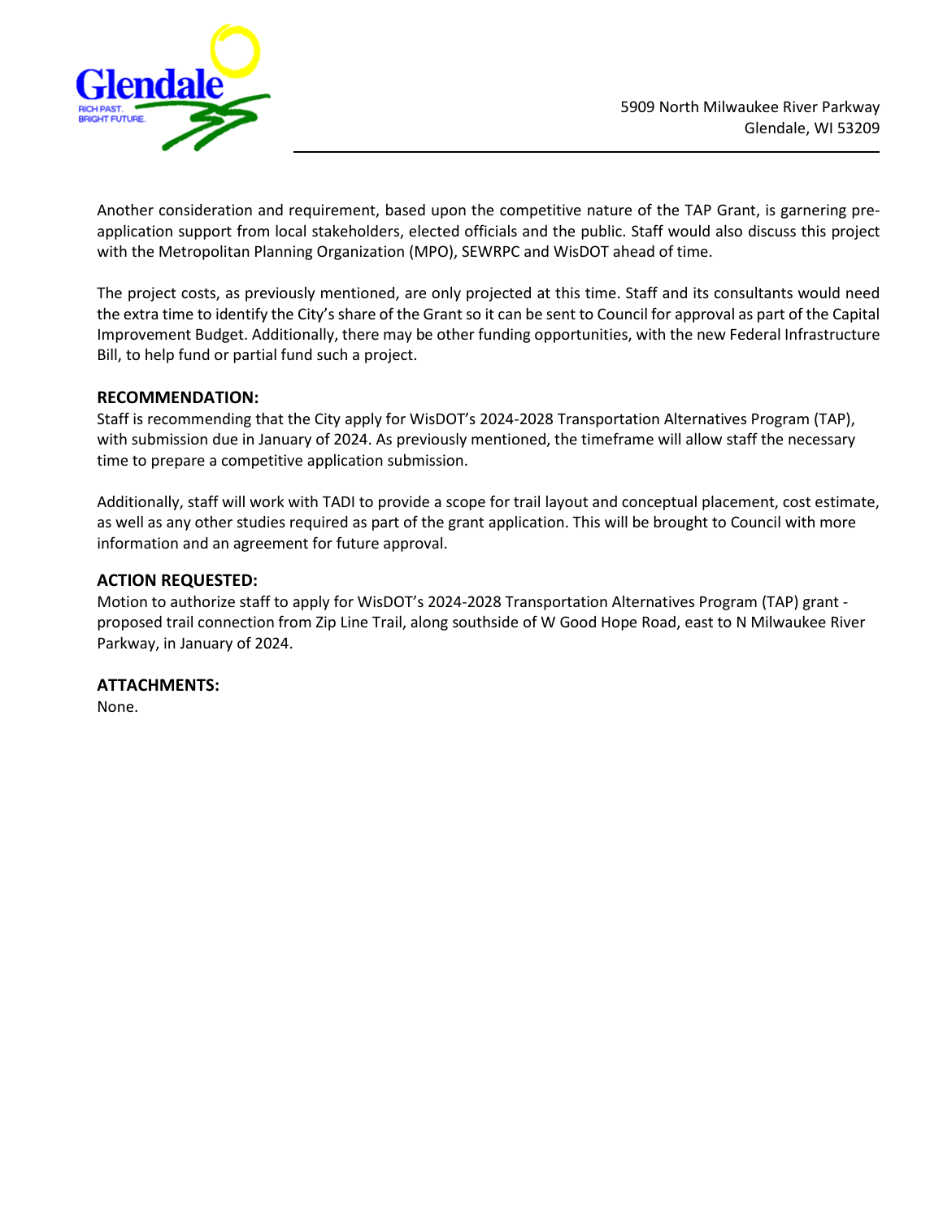Another consideration and requirement, based upon the competitive nature of the TAP Grant, is garnering pre-application support from local stakeholders, elected officials and the public. Staff would also discuss this project with the Metropolitan Planning Organization (MPO), SEWRPC and WisDOT ahead of time.

The project costs, as previously mentioned, are only projected at this time. Staff and its consultants would need the extra time to identify the City's share of the Grant so it can be sent to Council for approval as part of the Capital Improvement Budget. Additionally, there may be other funding opportunities, with the new Federal Infrastructure Bill, to help fund or partial fund such a project.

### RECOMMENDATION:

Staff is recommending that the City apply for WisDOT's 2024-2028 Transportation Alternatives Program (TAP), with submission due in January of 2024. As previously mentioned, the timeframe will allow staff the necessary time to prepare a competitive application submission.

Additionally, staff will work with TADI to provide a scope for trail layout and conceptual placement, cost estimate, as well as any other studies required as part of the grant application. This will be brought to Council with more information and an agreement for future approval.

### ACTION REQUESTED:

Motion to authorize staff to apply for WisDOT's 2024-2028 Transportation Alternatives Program (TAP) grant - proposed trail connection from Zip Line Trail, along southside of W Good Hope Road, east to N Milwaukee River Parkway, in January of 2024.

### ATTACHMENTS:

None.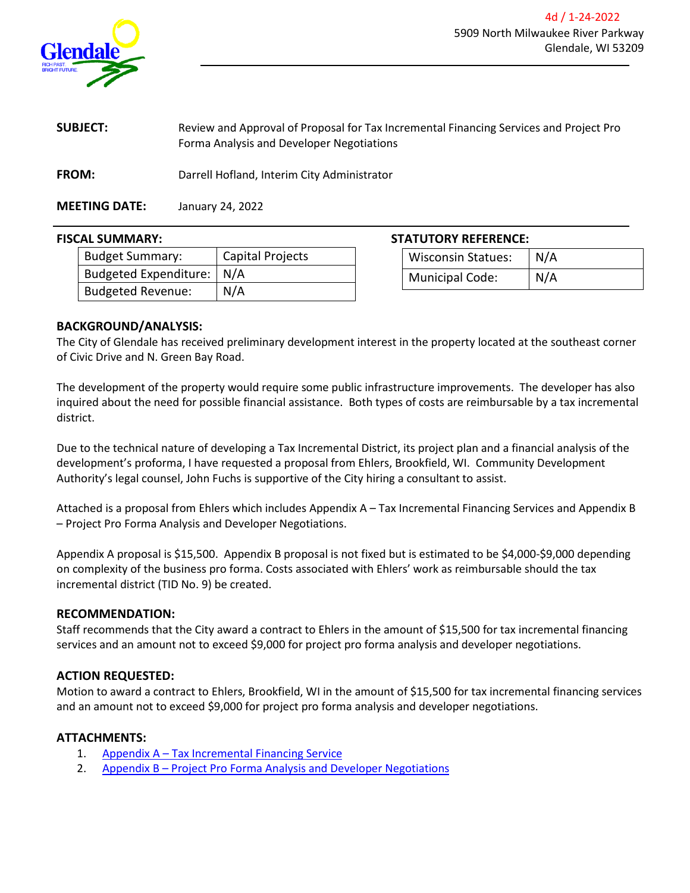4d / 1-24-2022

5909 North Milwaukee River Parkway
Glendale, WI 53209

**SUBJECT:** Review and Approval of Proposal for Tax Incremental Financing Services and Project Pro Forma Analysis and Developer Negotiations

**FROM:** Darrell Hofland, Interim City Administrator

**MEETING DATE:** January 24, 2022

**FISCAL SUMMARY:**

| Budget Summary: | Capital Projects |
|---|---|
| Budgeted Expenditure: | N/A |
| Budgeted Revenue: | N/A |

**STATUTORY REFERENCE:**

| Wisconsin Statues: | N/A |
|---|---|
| Municipal Code: | N/A |

## BACKGROUND/ANALYSIS:

The City of Glendale has received preliminary development interest in the property located at the southeast corner of Civic Drive and N. Green Bay Road.

The development of the property would require some public infrastructure improvements. The developer has also inquired about the need for possible financial assistance. Both types of costs are reimbursable by a tax incremental district.

Due to the technical nature of developing a Tax Incremental District, its project plan and a financial analysis of the development's proforma, I have requested a proposal from Ehlers, Brookfield, WI. Community Development Authority's legal counsel, John Fuchs is supportive of the City hiring a consultant to assist.

Attached is a proposal from Ehlers which includes Appendix A – Tax Incremental Financing Services and Appendix B – Project Pro Forma Analysis and Developer Negotiations.

Appendix A proposal is $15,500. Appendix B proposal is not fixed but is estimated to be $4,000-$9,000 depending on complexity of the business pro forma. Costs associated with Ehlers' work as reimbursable should the tax incremental district (TID No. 9) be created.

## RECOMMENDATION:

Staff recommends that the City award a contract to Ehlers in the amount of $15,500 for tax incremental financing services and an amount not to exceed $9,000 for project pro forma analysis and developer negotiations.

## ACTION REQUESTED:

Motion to award a contract to Ehlers, Brookfield, WI in the amount of $15,500 for tax incremental financing services and an amount not to exceed $9,000 for project pro forma analysis and developer negotiations.

## ATTACHMENTS:

1. Appendix A – Tax Incremental Financing Service
2. Appendix B – Project Pro Forma Analysis and Developer Negotiations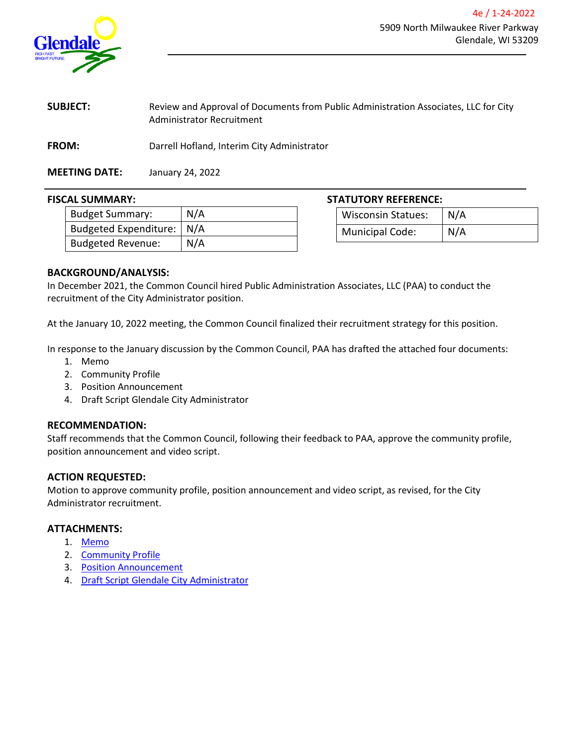4e / 1-24-2022

5909 North Milwaukee River Parkway
Glendale, WI 53209

**SUBJECT:** Review and Approval of Documents from Public Administration Associates, LLC for City Administrator Recruitment

**FROM:** Darrell Hofland, Interim City Administrator

**MEETING DATE:** January 24, 2022

**FISCAL SUMMARY:**

| | |
|---|---|
| Budget Summary: | N/A |
| Budgeted Expenditure: | N/A |
| Budgeted Revenue: | N/A |

**STATUTORY REFERENCE:**

| | |
|---|---|
| Wisconsin Statues: | N/A |
| Municipal Code: | N/A |

**BACKGROUND/ANALYSIS:**

In December 2021, the Common Council hired Public Administration Associates, LLC (PAA) to conduct the recruitment of the City Administrator position.

At the January 10, 2022 meeting, the Common Council finalized their recruitment strategy for this position.

In response to the January discussion by the Common Council, PAA has drafted the attached four documents:

1. Memo
2. Community Profile
3. Position Announcement
4. Draft Script Glendale City Administrator

**RECOMMENDATION:**

Staff recommends that the Common Council, following their feedback to PAA, approve the community profile, position announcement and video script.

**ACTION REQUESTED:**

Motion to approve community profile, position announcement and video script, as revised, for the City Administrator recruitment.

**ATTACHMENTS:**

1. Memo
2. Community Profile
3. Position Announcement
4. Draft Script Glendale City Administrator